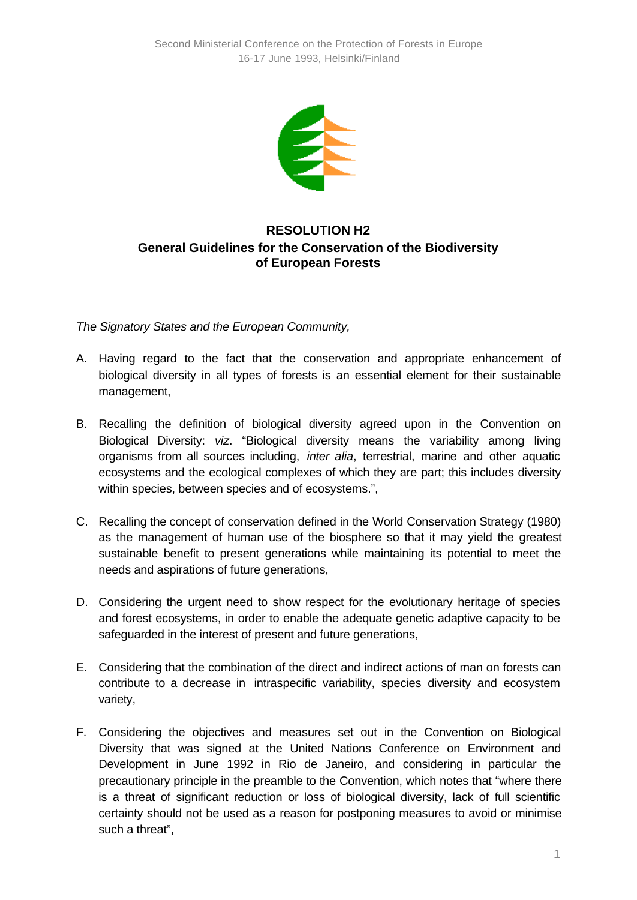Second Ministerial Conference on the Protection of Forests in Europe
16-17 June 1993, Helsinki/Finland

# RESOLUTION H2
## General Guidelines for the Conservation of the Biodiversity of European Forests

*The Signatory States and the European Community,*

A. Having regard to the fact that the conservation and appropriate enhancement of biological diversity in all types of forests is an essential element for their sustainable management,

B. Recalling the definition of biological diversity agreed upon in the Convention on Biological Diversity: *viz*. "Biological diversity means the variability among living organisms from all sources including, *inter alia*, terrestrial, marine and other aquatic ecosystems and the ecological complexes of which they are part; this includes diversity within species, between species and of ecosystems.",

C. Recalling the concept of conservation defined in the World Conservation Strategy (1980) as the management of human use of the biosphere so that it may yield the greatest sustainable benefit to present generations while maintaining its potential to meet the needs and aspirations of future generations,

D. Considering the urgent need to show respect for the evolutionary heritage of species and forest ecosystems, in order to enable the adequate genetic adaptive capacity to be safeguarded in the interest of present and future generations,

E. Considering that the combination of the direct and indirect actions of man on forests can contribute to a decrease in intraspecific variability, species diversity and ecosystem variety,

F. Considering the objectives and measures set out in the Convention on Biological Diversity that was signed at the United Nations Conference on Environment and Development in June 1992 in Rio de Janeiro, and considering in particular the precautionary principle in the preamble to the Convention, which notes that "where there is a threat of significant reduction or loss of biological diversity, lack of full scientific certainty should not be used as a reason for postponing measures to avoid or minimise such a threat",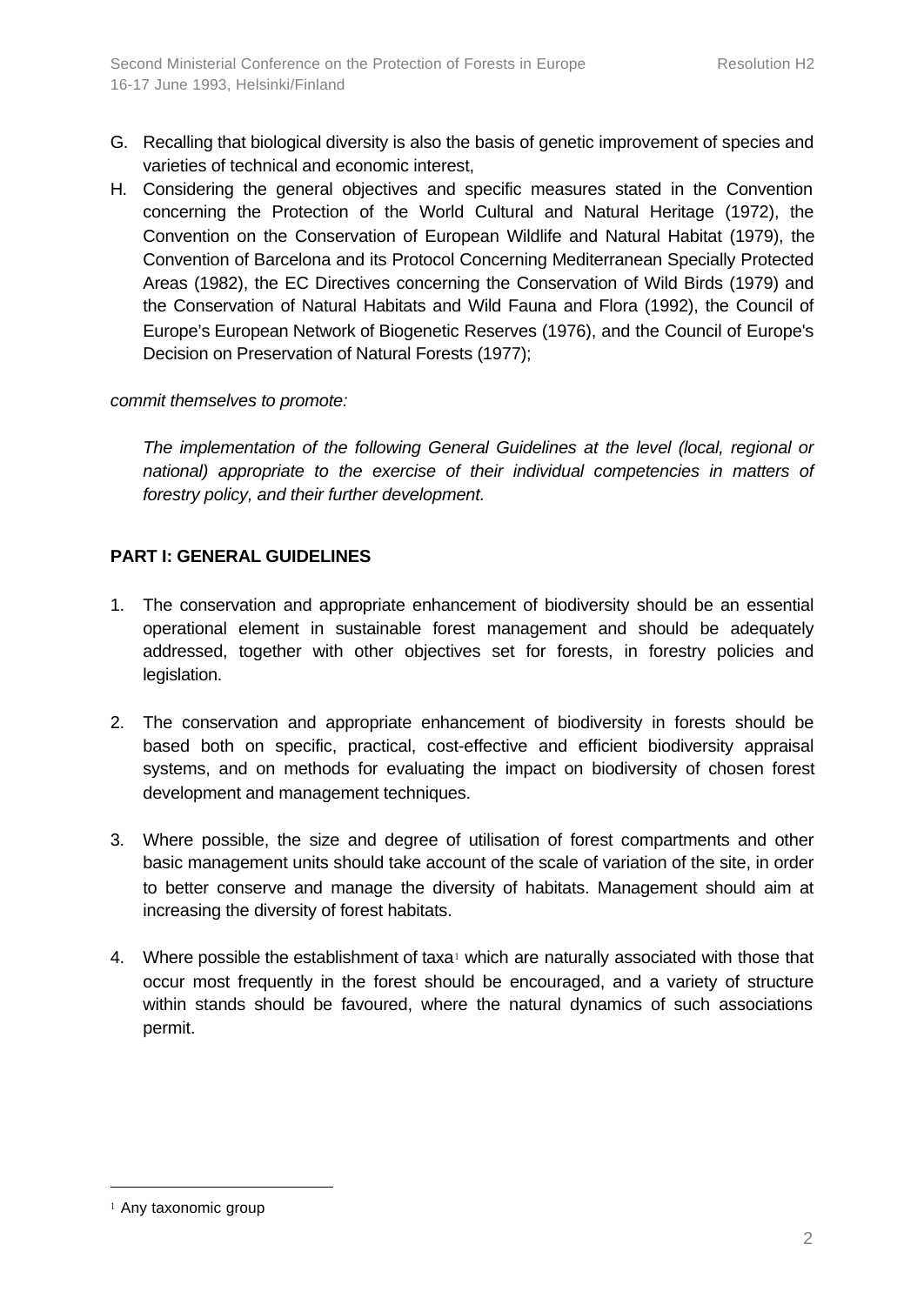G. Recalling that biological diversity is also the basis of genetic improvement of species and varieties of technical and economic interest,

H. Considering the general objectives and specific measures stated in the Convention concerning the Protection of the World Cultural and Natural Heritage (1972), the Convention on the Conservation of European Wildlife and Natural Habitat (1979), the Convention of Barcelona and its Protocol Concerning Mediterranean Specially Protected Areas (1982), the EC Directives concerning the Conservation of Wild Birds (1979) and the Conservation of Natural Habitats and Wild Fauna and Flora (1992), the Council of Europe's European Network of Biogenetic Reserves (1976), and the Council of Europe's Decision on Preservation of Natural Forests (1977);

*commit themselves to promote:*

> *The implementation of the following General Guidelines at the level (local, regional or national) appropriate to the exercise of their individual competencies in matters of forestry policy, and their further development.*

**PART I: GENERAL GUIDELINES**

1. The conservation and appropriate enhancement of biodiversity should be an essential operational element in sustainable forest management and should be adequately addressed, together with other objectives set for forests, in forestry policies and legislation.

2. The conservation and appropriate enhancement of biodiversity in forests should be based both on specific, practical, cost-effective and efficient biodiversity appraisal systems, and on methods for evaluating the impact on biodiversity of chosen forest development and management techniques.

3. Where possible, the size and degree of utilisation of forest compartments and other basic management units should take account of the scale of variation of the site, in order to better conserve and manage the diversity of habitats. Management should aim at increasing the diversity of forest habitats.

4. Where possible the establishment of taxa[1] which are naturally associated with those that occur most frequently in the forest should be encouraged, and a variety of structure within stands should be favoured, where the natural dynamics of such associations permit.

---

[1] Any taxonomic group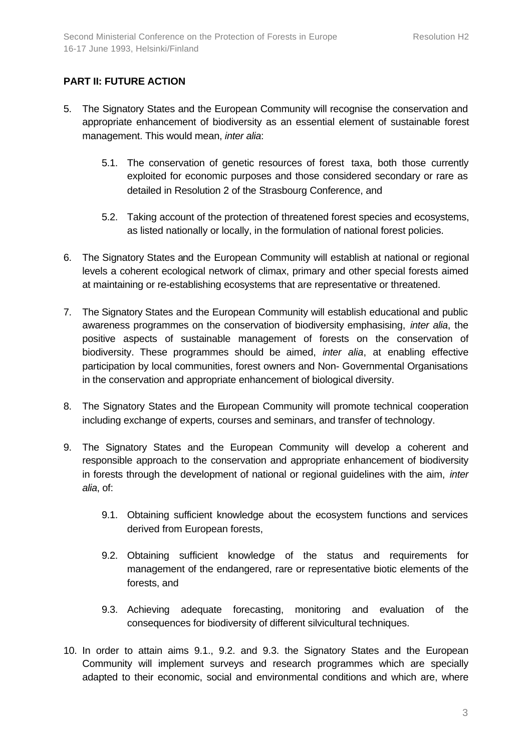**PART II: FUTURE ACTION**

5. The Signatory States and the European Community will recognise the conservation and appropriate enhancement of biodiversity as an essential element of sustainable forest management. This would mean, *inter alia*:

    5.1. The conservation of genetic resources of forest taxa, both those currently exploited for economic purposes and those considered secondary or rare as detailed in Resolution 2 of the Strasbourg Conference, and

    5.2. Taking account of the protection of threatened forest species and ecosystems, as listed nationally or locally, in the formulation of national forest policies.

6. The Signatory States and the European Community will establish at national or regional levels a coherent ecological network of climax, primary and other special forests aimed at maintaining or re-establishing ecosystems that are representative or threatened.

7. The Signatory States and the European Community will establish educational and public awareness programmes on the conservation of biodiversity emphasising, *inter alia*, the positive aspects of sustainable management of forests on the conservation of biodiversity. These programmes should be aimed, *inter alia*, at enabling effective participation by local communities, forest owners and Non- Governmental Organisations in the conservation and appropriate enhancement of biological diversity.

8. The Signatory States and the European Community will promote technical cooperation including exchange of experts, courses and seminars, and transfer of technology.

9. The Signatory States and the European Community will develop a coherent and responsible approach to the conservation and appropriate enhancement of biodiversity in forests through the development of national or regional guidelines with the aim, *inter alia*, of:

    9.1. Obtaining sufficient knowledge about the ecosystem functions and services derived from European forests,

    9.2. Obtaining sufficient knowledge of the status and requirements for management of the endangered, rare or representative biotic elements of the forests, and

    9.3. Achieving adequate forecasting, monitoring and evaluation of the consequences for biodiversity of different silvicultural techniques.

10. In order to attain aims 9.1., 9.2. and 9.3. the Signatory States and the European Community will implement surveys and research programmes which are specially adapted to their economic, social and environmental conditions and which are, where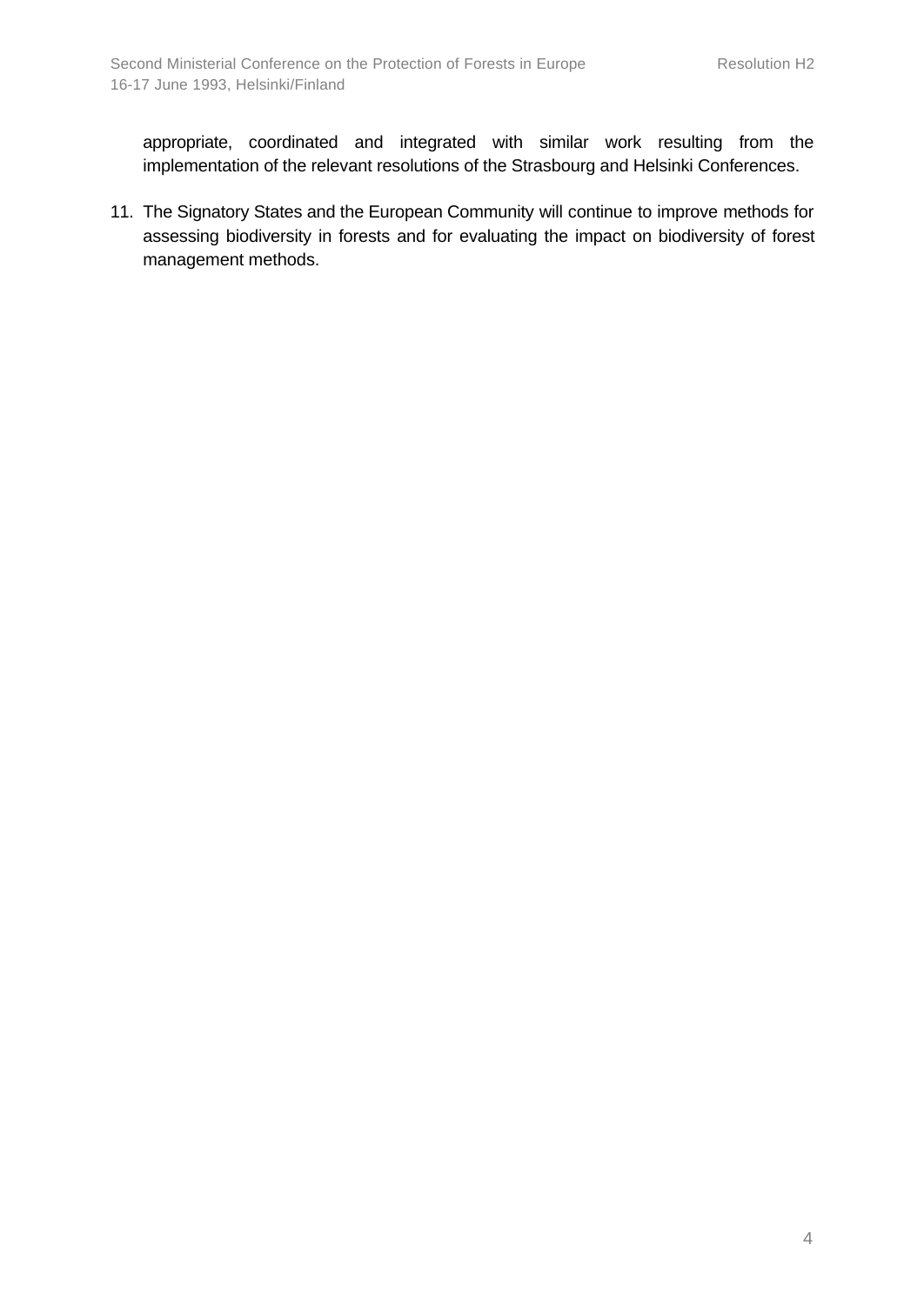appropriate, coordinated and integrated with similar work resulting from the implementation of the relevant resolutions of the Strasbourg and Helsinki Conferences.

11. The Signatory States and the European Community will continue to improve methods for assessing biodiversity in forests and for evaluating the impact on biodiversity of forest management methods.